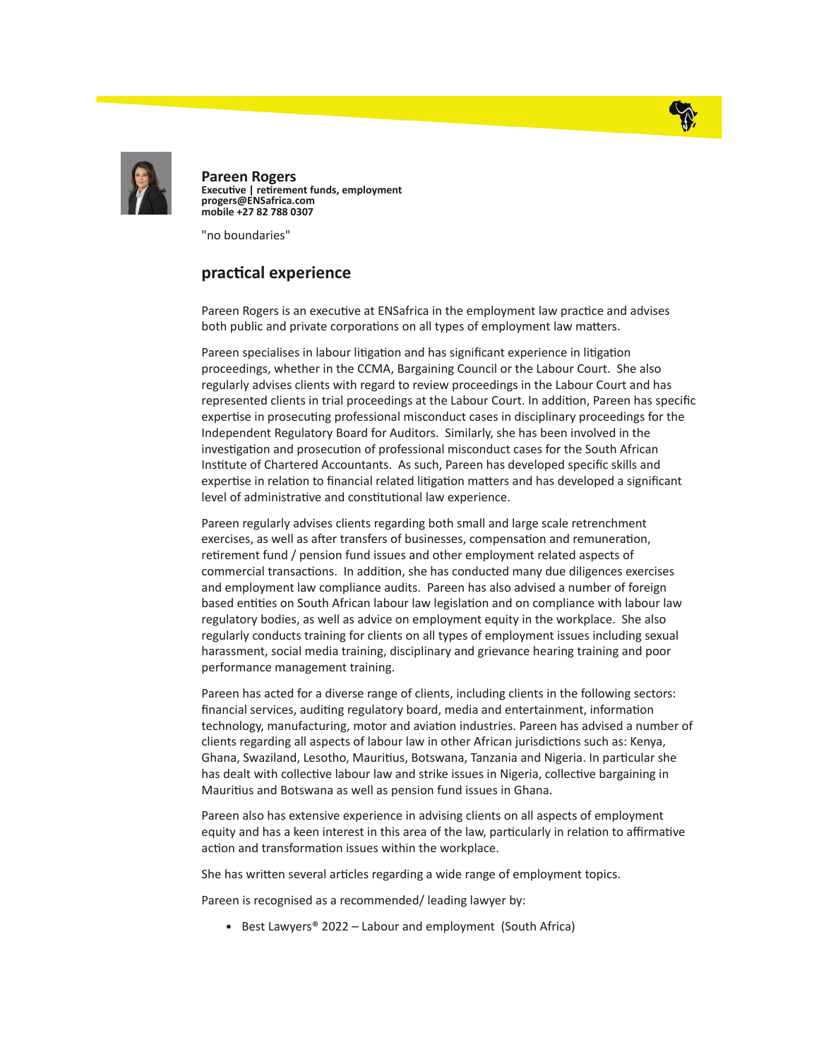**Pareen Rogers**
**Executive | retirement funds, employment**
**progers@ENSafrica.com**
**mobile +27 82 788 0307**

"no boundaries"

## practical experience

Pareen Rogers is an executive at ENSafrica in the employment law practice and advises both public and private corporations on all types of employment law matters.

Pareen specialises in labour litigation and has significant experience in litigation proceedings, whether in the CCMA, Bargaining Council or the Labour Court. She also regularly advises clients with regard to review proceedings in the Labour Court and has represented clients in trial proceedings at the Labour Court. In addition, Pareen has specific expertise in prosecuting professional misconduct cases in disciplinary proceedings for the Independent Regulatory Board for Auditors. Similarly, she has been involved in the investigation and prosecution of professional misconduct cases for the South African Institute of Chartered Accountants. As such, Pareen has developed specific skills and expertise in relation to financial related litigation matters and has developed a significant level of administrative and constitutional law experience.

Pareen regularly advises clients regarding both small and large scale retrenchment exercises, as well as after transfers of businesses, compensation and remuneration, retirement fund / pension fund issues and other employment related aspects of commercial transactions. In addition, she has conducted many due diligences exercises and employment law compliance audits. Pareen has also advised a number of foreign based entities on South African labour law legislation and on compliance with labour law regulatory bodies, as well as advice on employment equity in the workplace. She also regularly conducts training for clients on all types of employment issues including sexual harassment, social media training, disciplinary and grievance hearing training and poor performance management training.

Pareen has acted for a diverse range of clients, including clients in the following sectors: financial services, auditing regulatory board, media and entertainment, information technology, manufacturing, motor and aviation industries. Pareen has advised a number of clients regarding all aspects of labour law in other African jurisdictions such as: Kenya, Ghana, Swaziland, Lesotho, Mauritius, Botswana, Tanzania and Nigeria. In particular she has dealt with collective labour law and strike issues in Nigeria, collective bargaining in Mauritius and Botswana as well as pension fund issues in Ghana.

Pareen also has extensive experience in advising clients on all aspects of employment equity and has a keen interest in this area of the law, particularly in relation to affirmative action and transformation issues within the workplace.

She has written several articles regarding a wide range of employment topics.

Pareen is recognised as a recommended/ leading lawyer by:

- Best Lawyers® 2022 – Labour and employment (South Africa)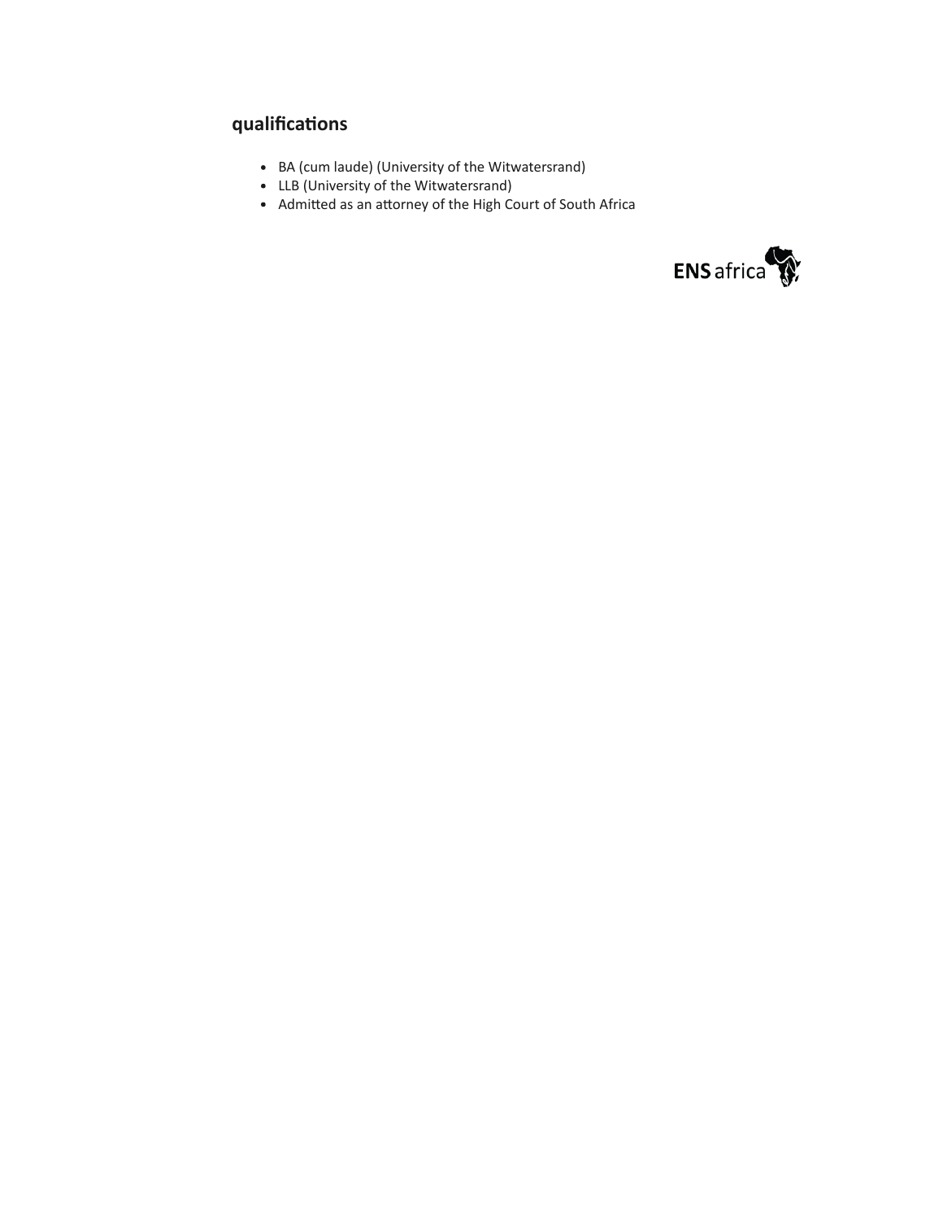## qualifications

- BA (cum laude) (University of the Witwatersrand)
- LLB (University of the Witwatersrand)
- Admitted as an attorney of the High Court of South Africa